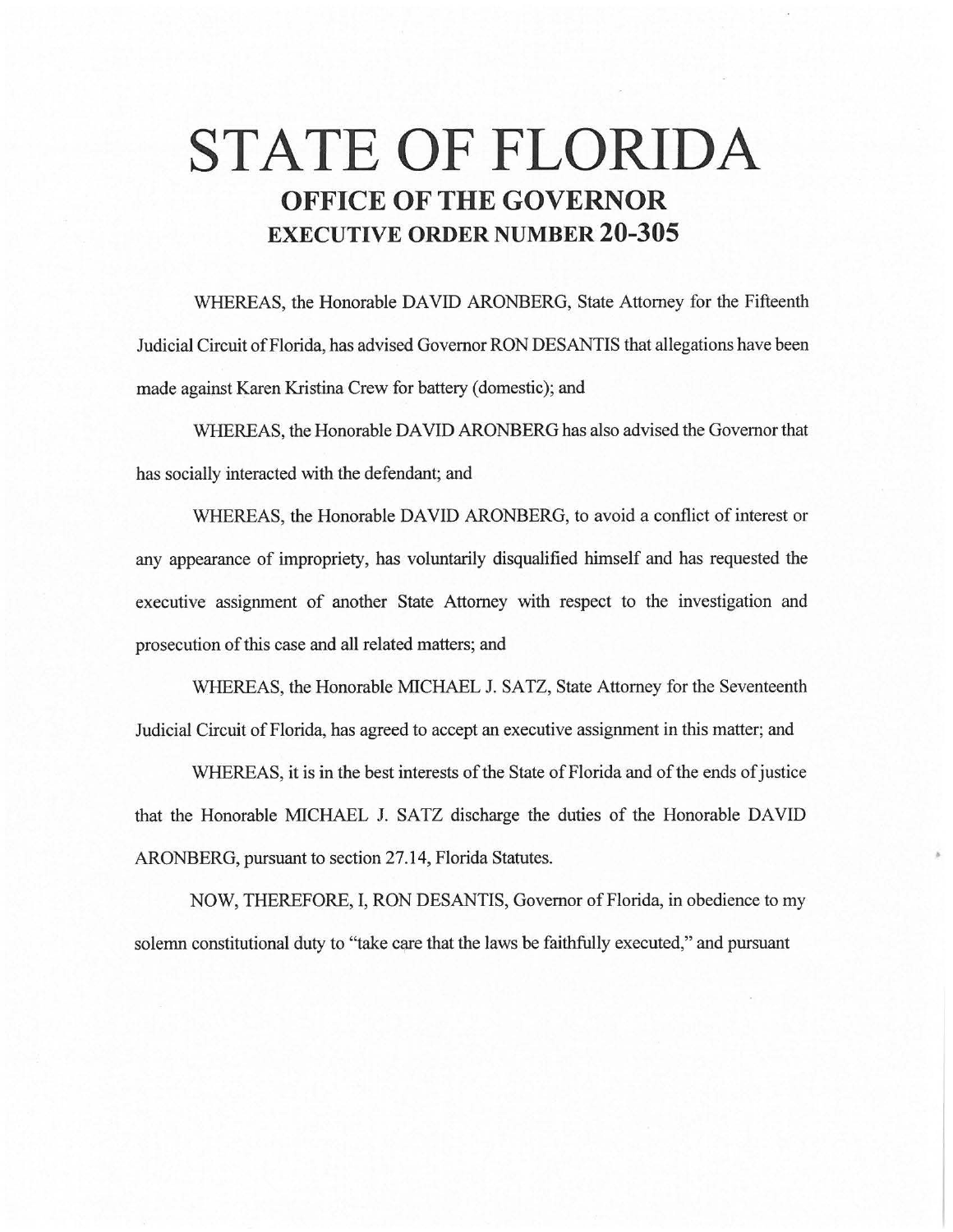# STATE OF FLORIDA

## OFFICE OF THE GOVERNOR

## EXECUTIVE ORDER NUMBER 20-305

WHEREAS, the Honorable DAVID ARONBERG, State Attorney for the Fifteenth Judicial Circuit of Florida, has advised Governor RON DESANTIS that allegations have been made against Karen Kristina Crew for battery (domestic); and

WHEREAS, the Honorable DAVID ARONBERG has also advised the Governor that has socially interacted with the defendant; and

WHEREAS, the Honorable DAVID ARONBERG, to avoid a conflict of interest or any appearance of impropriety, has voluntarily disqualified himself and has requested the executive assignment of another State Attorney with respect to the investigation and prosecution of this case and all related matters; and

WHEREAS, the Honorable MICHAEL J. SATZ, State Attorney for the Seventeenth Judicial Circuit of Florida, has agreed to accept an executive assignment in this matter; and

WHEREAS, it is in the best interests of the State of Florida and of the ends of justice that the Honorable MICHAEL J. SATZ discharge the duties of the Honorable DAVID ARONBERG, pursuant to section 27.14, Florida Statutes.

NOW, THEREFORE, I, RON DESANTIS, Governor of Florida, in obedience to my solemn constitutional duty to "take care that the laws be faithfully executed," and pursuant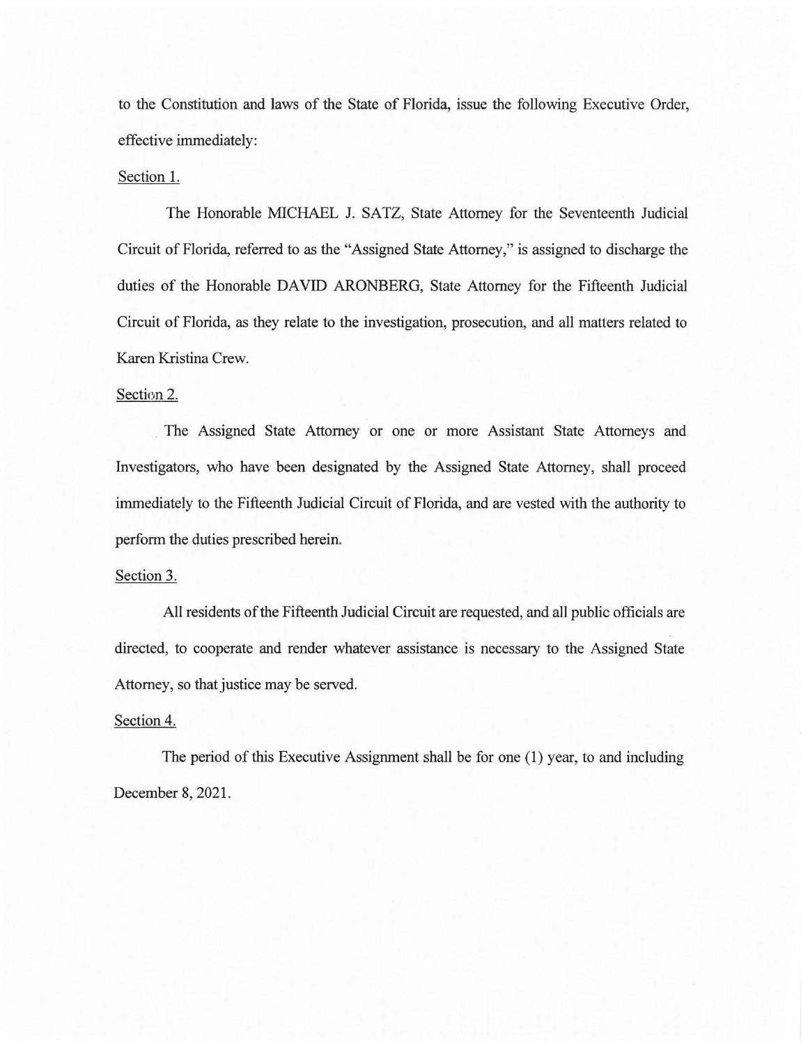to the Constitution and laws of the State of Florida, issue the following Executive Order, effective immediately:

Section 1.

The Honorable MICHAEL J. SATZ, State Attorney for the Seventeenth Judicial Circuit of Florida, referred to as the "Assigned State Attorney," is assigned to discharge the duties of the Honorable DAVID ARONBERG, State Attorney for the Fifteenth Judicial Circuit of Florida, as they relate to the investigation, prosecution, and all matters related to Karen Kristina Crew.

Section 2.

The Assigned State Attorney or one or more Assistant State Attorneys and Investigators, who have been designated by the Assigned State Attorney, shall proceed immediately to the Fifteenth Judicial Circuit of Florida, and are vested with the authority to perform the duties prescribed herein.

Section 3.

All residents of the Fifteenth Judicial Circuit are requested, and all public officials are directed, to cooperate and render whatever assistance is necessary to the Assigned State Attorney, so that justice may be served.

Section 4.

The period of this Executive Assignment shall be for one (1) year, to and including December 8, 2021.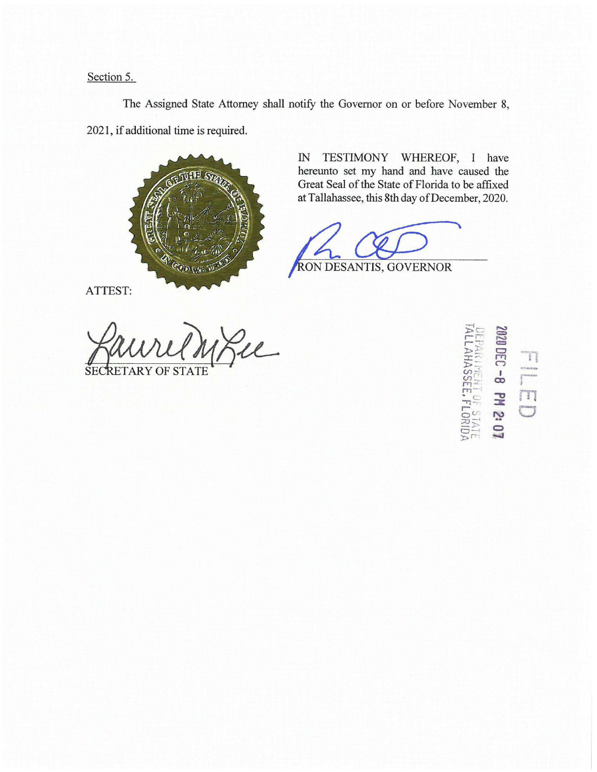Section 5.

The Assigned State Attorney shall notify the Governor on or before November 8, 2021, if additional time is required.

IN TESTIMONY WHEREOF, I have hereunto set my hand and have caused the Great Seal of the State of Florida to be affixed at Tallahassee, this 8th day of December, 2020.

RON DESANTIS, GOVERNOR

ATTEST:

SECRETARY OF STATE

FILED

2020 DEC -8 PM 2:07

DEPARTMENT OF STATE
TALLAHASSEE, FLORIDA